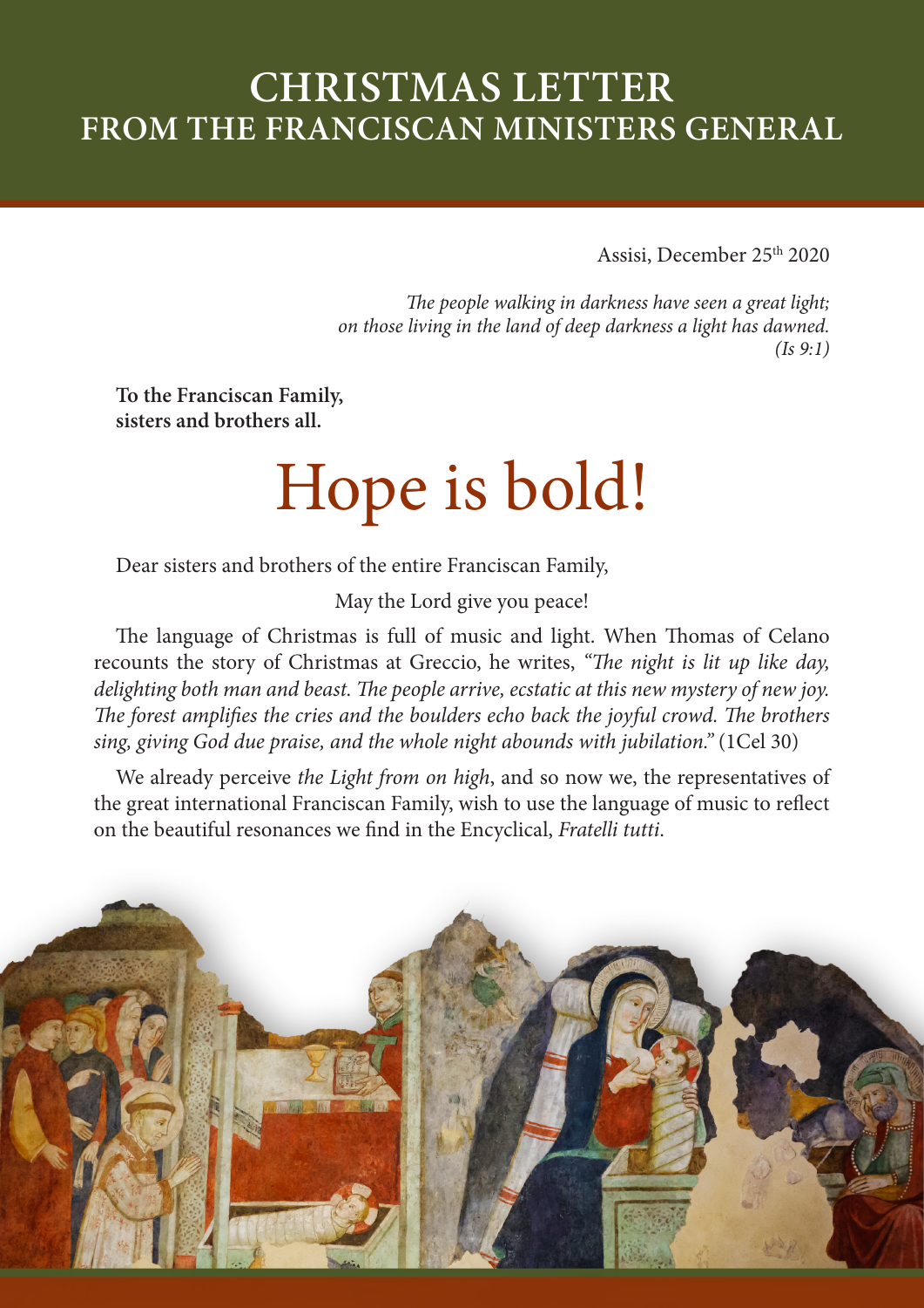# CHRISTMAS LETTER
## FROM THE FRANCISCAN MINISTERS GENERAL

Assisi, December 25th 2020

*The people walking in darkness have seen a great light;*
*on those living in the land of deep darkness a light has dawned.*
*(Is 9:1)*

**To the Franciscan Family,**
**sisters and brothers all.**

# Hope is bold!

Dear sisters and brothers of the entire Franciscan Family,

May the Lord give you peace!

The language of Christmas is full of music and light. When Thomas of Celano recounts the story of Christmas at Greccio, he writes, *"The night is lit up like day, delighting both man and beast. The people arrive, ecstatic at this new mystery of new joy. The forest amplifies the cries and the boulders echo back the joyful crowd. The brothers sing, giving God due praise, and the whole night abounds with jubilation."* (1Cel 30)

We already perceive *the Light from on high*, and so now we, the representatives of the great international Franciscan Family, wish to use the language of music to reflect on the beautiful resonances we find in the Encyclical, *Fratelli tutti*.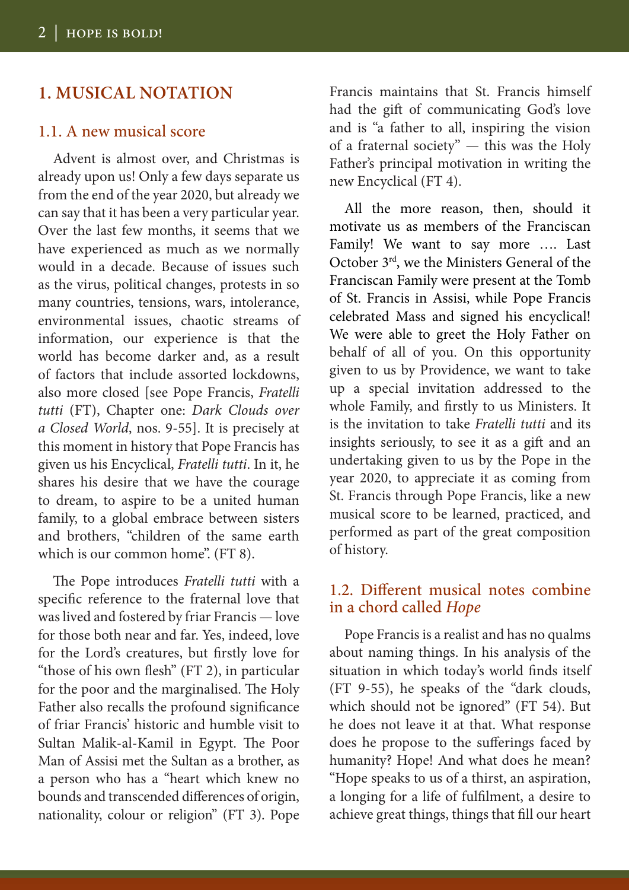## 1. MUSICAL NOTATION

### 1.1. A new musical score

Advent is almost over, and Christmas is already upon us! Only a few days separate us from the end of the year 2020, but already we can say that it has been a very particular year. Over the last few months, it seems that we have experienced as much as we normally would in a decade. Because of issues such as the virus, political changes, protests in so many countries, tensions, wars, intolerance, environmental issues, chaotic streams of information, our experience is that the world has become darker and, as a result of factors that include assorted lockdowns, also more closed [see Pope Francis, *Fratelli tutti* (FT), Chapter one: *Dark Clouds over a Closed World*, nos. 9-55]. It is precisely at this moment in history that Pope Francis has given us his Encyclical, *Fratelli tutti*. In it, he shares his desire that we have the courage to dream, to aspire to be a united human family, to a global embrace between sisters and brothers, "children of the same earth which is our common home". (FT 8).

The Pope introduces *Fratelli tutti* with a specific reference to the fraternal love that was lived and fostered by friar Francis — love for those both near and far. Yes, indeed, love for the Lord's creatures, but firstly love for "those of his own flesh" (FT 2), in particular for the poor and the marginalised. The Holy Father also recalls the profound significance of friar Francis' historic and humble visit to Sultan Malik-al-Kamil in Egypt. The Poor Man of Assisi met the Sultan as a brother, as a person who has a "heart which knew no bounds and transcended differences of origin, nationality, colour or religion" (FT 3). Pope Francis maintains that St. Francis himself had the gift of communicating God's love and is "a father to all, inspiring the vision of a fraternal society" — this was the Holy Father's principal motivation in writing the new Encyclical (FT 4).

All the more reason, then, should it motivate us as members of the Franciscan Family! We want to say more …. Last October 3rd, we the Ministers General of the Franciscan Family were present at the Tomb of St. Francis in Assisi, while Pope Francis celebrated Mass and signed his encyclical! We were able to greet the Holy Father on behalf of all of you. On this opportunity given to us by Providence, we want to take up a special invitation addressed to the whole Family, and firstly to us Ministers. It is the invitation to take *Fratelli tutti* and its insights seriously, to see it as a gift and an undertaking given to us by the Pope in the year 2020, to appreciate it as coming from St. Francis through Pope Francis, like a new musical score to be learned, practiced, and performed as part of the great composition of history.

### 1.2. Different musical notes combine in a chord called *Hope*

Pope Francis is a realist and has no qualms about naming things. In his analysis of the situation in which today's world finds itself (FT 9-55), he speaks of the "dark clouds, which should not be ignored" (FT 54). But he does not leave it at that. What response does he propose to the sufferings faced by humanity? Hope! And what does he mean? "Hope speaks to us of a thirst, an aspiration, a longing for a life of fulfilment, a desire to achieve great things, things that fill our heart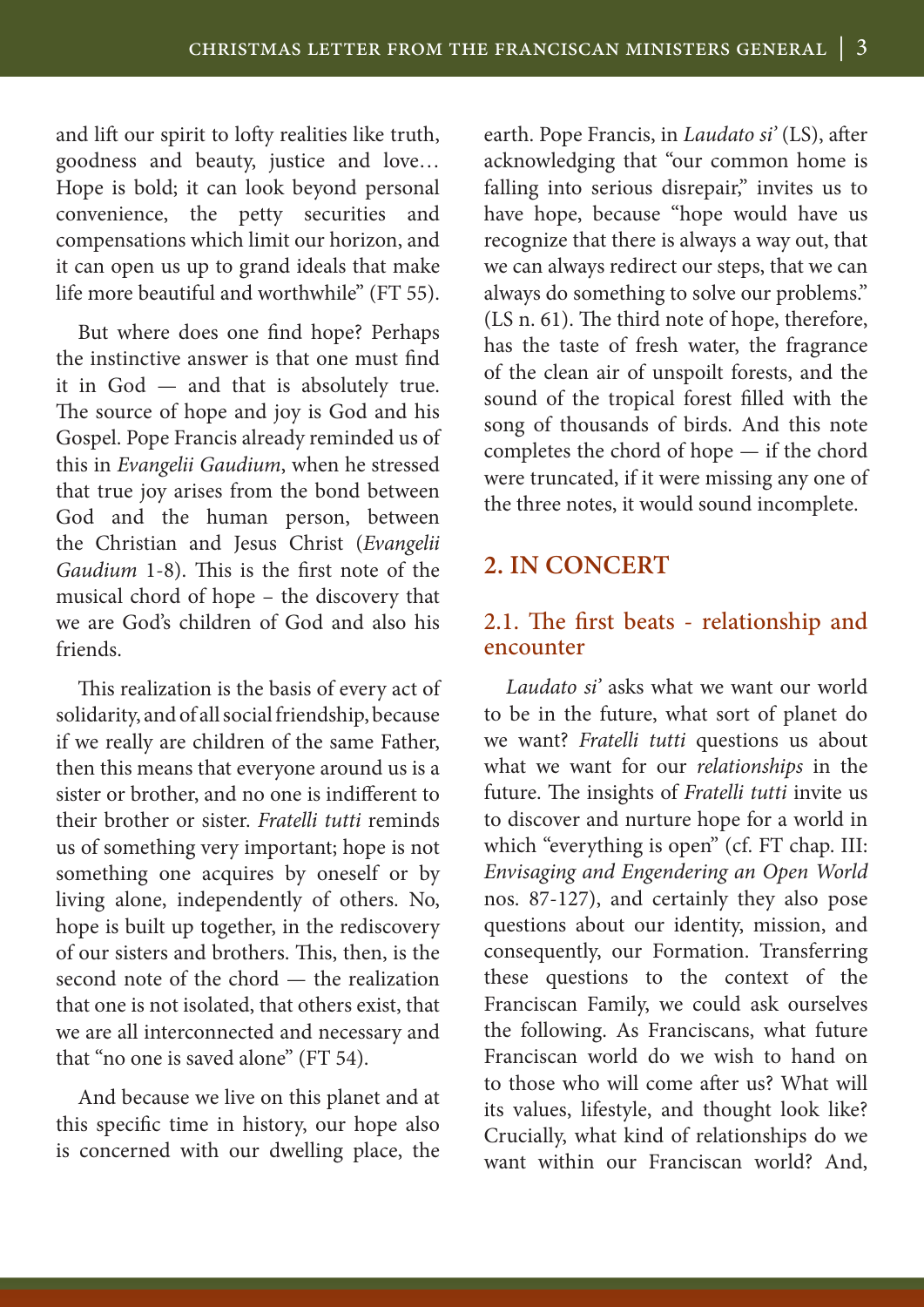and lift our spirit to lofty realities like truth, goodness and beauty, justice and love… Hope is bold; it can look beyond personal convenience, the petty securities and compensations which limit our horizon, and it can open us up to grand ideals that make life more beautiful and worthwhile" (FT 55).

But where does one find hope? Perhaps the instinctive answer is that one must find it in God — and that is absolutely true. The source of hope and joy is God and his Gospel. Pope Francis already reminded us of this in *Evangelii Gaudium*, when he stressed that true joy arises from the bond between God and the human person, between the Christian and Jesus Christ (*Evangelii Gaudium* 1-8). This is the first note of the musical chord of hope – the discovery that we are God's children of God and also his friends.

This realization is the basis of every act of solidarity, and of all social friendship, because if we really are children of the same Father, then this means that everyone around us is a sister or brother, and no one is indifferent to their brother or sister. *Fratelli tutti* reminds us of something very important; hope is not something one acquires by oneself or by living alone, independently of others. No, hope is built up together, in the rediscovery of our sisters and brothers. This, then, is the second note of the chord — the realization that one is not isolated, that others exist, that we are all interconnected and necessary and that "no one is saved alone" (FT 54).

And because we live on this planet and at this specific time in history, our hope also is concerned with our dwelling place, the earth. Pope Francis, in *Laudato si'* (LS), after acknowledging that "our common home is falling into serious disrepair," invites us to have hope, because "hope would have us recognize that there is always a way out, that we can always redirect our steps, that we can always do something to solve our problems." (LS n. 61). The third note of hope, therefore, has the taste of fresh water, the fragrance of the clean air of unspoilt forests, and the sound of the tropical forest filled with the song of thousands of birds. And this note completes the chord of hope — if the chord were truncated, if it were missing any one of the three notes, it would sound incomplete.

## 2. IN CONCERT

### 2.1. The first beats - relationship and encounter

*Laudato si'* asks what we want our world to be in the future, what sort of planet do we want? *Fratelli tutti* questions us about what we want for our *relationships* in the future. The insights of *Fratelli tutti* invite us to discover and nurture hope for a world in which "everything is open" (cf. FT chap. III: *Envisaging and Engendering an Open World* nos. 87-127), and certainly they also pose questions about our identity, mission, and consequently, our Formation. Transferring these questions to the context of the Franciscan Family, we could ask ourselves the following. As Franciscans, what future Franciscan world do we wish to hand on to those who will come after us? What will its values, lifestyle, and thought look like? Crucially, what kind of relationships do we want within our Franciscan world? And,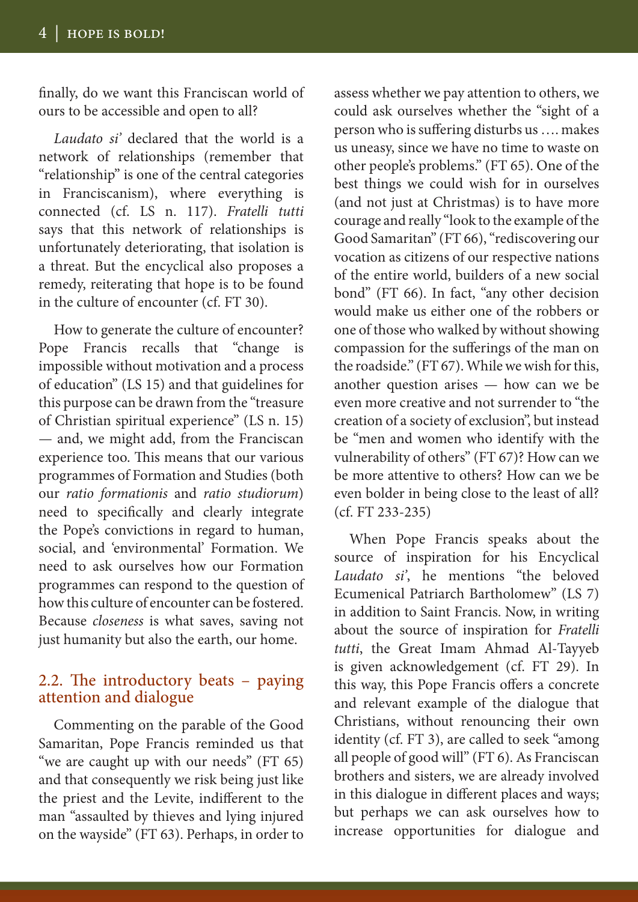finally, do we want this Franciscan world of ours to be accessible and open to all?

*Laudato si'* declared that the world is a network of relationships (remember that "relationship" is one of the central categories in Franciscanism), where everything is connected (cf. LS n. 117). *Fratelli tutti* says that this network of relationships is unfortunately deteriorating, that isolation is a threat. But the encyclical also proposes a remedy, reiterating that hope is to be found in the culture of encounter (cf. FT 30).

How to generate the culture of encounter? Pope Francis recalls that "change is impossible without motivation and a process of education" (LS 15) and that guidelines for this purpose can be drawn from the "treasure of Christian spiritual experience" (LS n. 15) — and, we might add, from the Franciscan experience too. This means that our various programmes of Formation and Studies (both our *ratio formationis* and *ratio studiorum*) need to specifically and clearly integrate the Pope's convictions in regard to human, social, and 'environmental' Formation. We need to ask ourselves how our Formation programmes can respond to the question of how this culture of encounter can be fostered. Because *closeness* is what saves, saving not just humanity but also the earth, our home.

## 2.2. The introductory beats – paying attention and dialogue

Commenting on the parable of the Good Samaritan, Pope Francis reminded us that "we are caught up with our needs" (FT 65) and that consequently we risk being just like the priest and the Levite, indifferent to the man "assaulted by thieves and lying injured on the wayside" (FT 63). Perhaps, in order to assess whether we pay attention to others, we could ask ourselves whether the "sight of a person who is suffering disturbs us …. makes us uneasy, since we have no time to waste on other people's problems." (FT 65). One of the best things we could wish for in ourselves (and not just at Christmas) is to have more courage and really "look to the example of the Good Samaritan" (FT 66), "rediscovering our vocation as citizens of our respective nations of the entire world, builders of a new social bond" (FT 66). In fact, "any other decision would make us either one of the robbers or one of those who walked by without showing compassion for the sufferings of the man on the roadside." (FT 67). While we wish for this, another question arises — how can we be even more creative and not surrender to "the creation of a society of exclusion", but instead be "men and women who identify with the vulnerability of others" (FT 67)? How can we be more attentive to others? How can we be even bolder in being close to the least of all? (cf. FT 233-235)

When Pope Francis speaks about the source of inspiration for his Encyclical *Laudato si'*, he mentions "the beloved Ecumenical Patriarch Bartholomew" (LS 7) in addition to Saint Francis. Now, in writing about the source of inspiration for *Fratelli tutti*, the Great Imam Ahmad Al-Tayyeb is given acknowledgement (cf. FT 29). In this way, this Pope Francis offers a concrete and relevant example of the dialogue that Christians, without renouncing their own identity (cf. FT 3), are called to seek "among all people of good will" (FT 6). As Franciscan brothers and sisters, we are already involved in this dialogue in different places and ways; but perhaps we can ask ourselves how to increase opportunities for dialogue and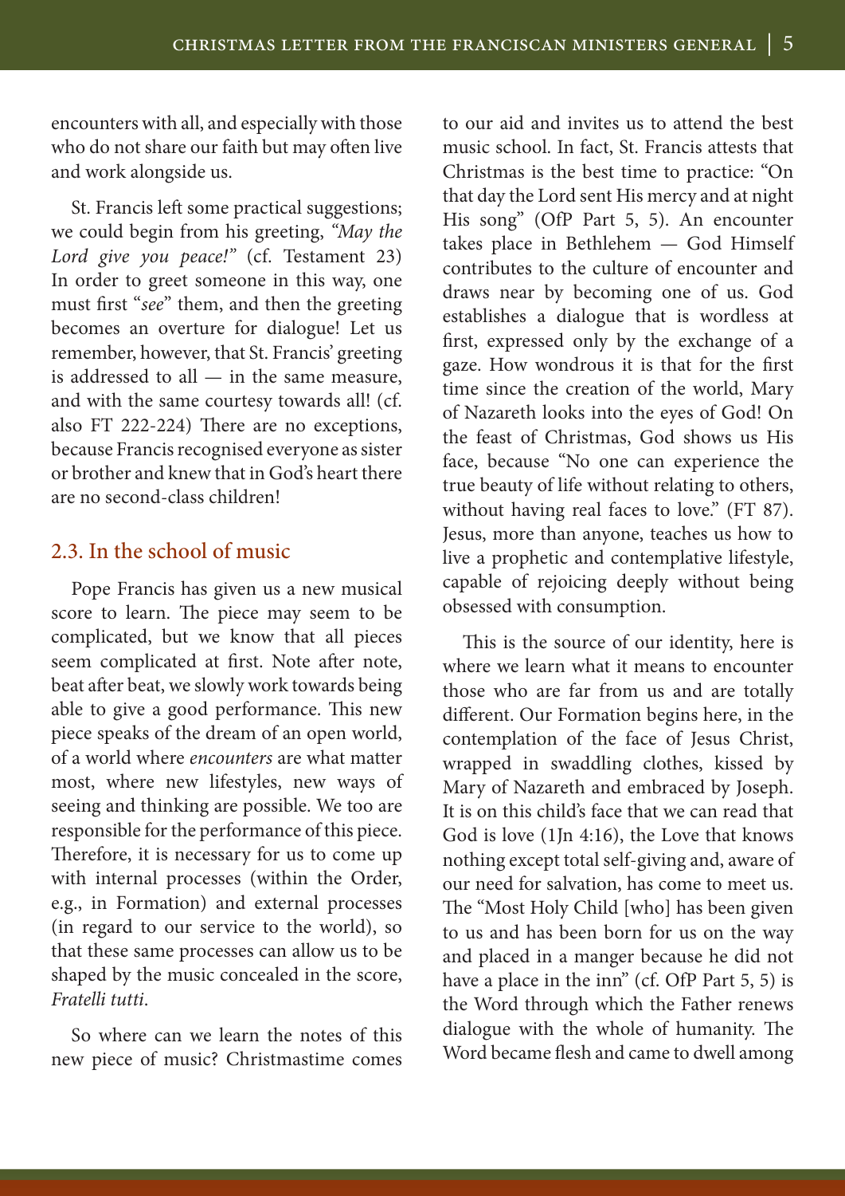encounters with all, and especially with those who do not share our faith but may often live and work alongside us.

St. Francis left some practical suggestions; we could begin from his greeting, *"May the Lord give you peace!"* (cf. Testament 23) In order to greet someone in this way, one must first "*see*" them, and then the greeting becomes an overture for dialogue! Let us remember, however, that St. Francis' greeting is addressed to all — in the same measure, and with the same courtesy towards all! (cf. also FT 222-224) There are no exceptions, because Francis recognised everyone as sister or brother and knew that in God's heart there are no second-class children!

## 2.3. In the school of music

Pope Francis has given us a new musical score to learn. The piece may seem to be complicated, but we know that all pieces seem complicated at first. Note after note, beat after beat, we slowly work towards being able to give a good performance. This new piece speaks of the dream of an open world, of a world where *encounters* are what matter most, where new lifestyles, new ways of seeing and thinking are possible. We too are responsible for the performance of this piece. Therefore, it is necessary for us to come up with internal processes (within the Order, e.g., in Formation) and external processes (in regard to our service to the world), so that these same processes can allow us to be shaped by the music concealed in the score, *Fratelli tutti*.

So where can we learn the notes of this new piece of music? Christmastime comes to our aid and invites us to attend the best music school. In fact, St. Francis attests that Christmas is the best time to practice: "On that day the Lord sent His mercy and at night His song" (OfP Part 5, 5). An encounter takes place in Bethlehem — God Himself contributes to the culture of encounter and draws near by becoming one of us. God establishes a dialogue that is wordless at first, expressed only by the exchange of a gaze. How wondrous it is that for the first time since the creation of the world, Mary of Nazareth looks into the eyes of God! On the feast of Christmas, God shows us His face, because "No one can experience the true beauty of life without relating to others, without having real faces to love." (FT 87). Jesus, more than anyone, teaches us how to live a prophetic and contemplative lifestyle, capable of rejoicing deeply without being obsessed with consumption.

This is the source of our identity, here is where we learn what it means to encounter those who are far from us and are totally different. Our Formation begins here, in the contemplation of the face of Jesus Christ, wrapped in swaddling clothes, kissed by Mary of Nazareth and embraced by Joseph. It is on this child's face that we can read that God is love (1Jn 4:16), the Love that knows nothing except total self-giving and, aware of our need for salvation, has come to meet us. The "Most Holy Child [who] has been given to us and has been born for us on the way and placed in a manger because he did not have a place in the inn" (cf. OfP Part 5, 5) is the Word through which the Father renews dialogue with the whole of humanity. The Word became flesh and came to dwell among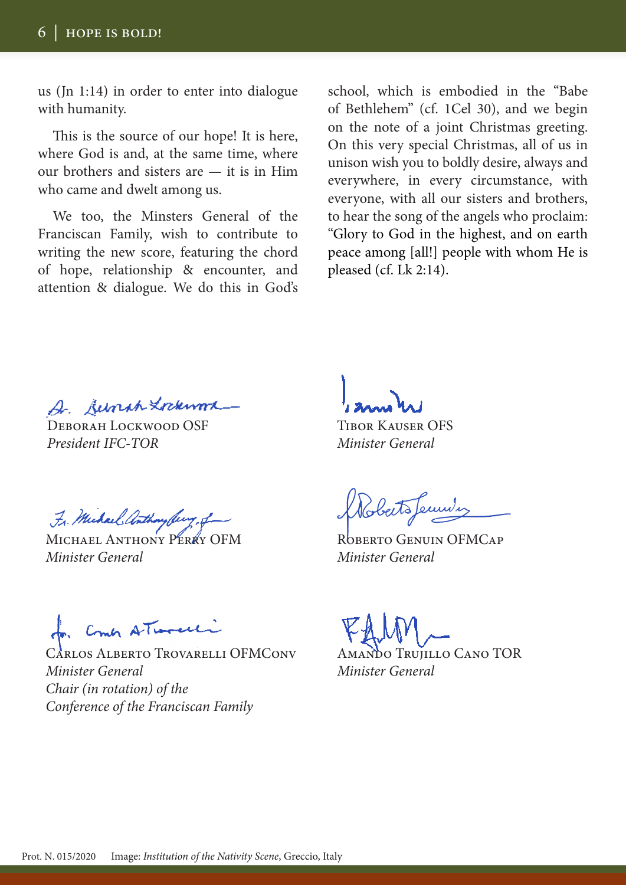us (Jn 1:14) in order to enter into dialogue with humanity.

This is the source of our hope! It is here, where God is and, at the same time, where our brothers and sisters are — it is in Him who came and dwelt among us.

We too, the Minsters General of the Franciscan Family, wish to contribute to writing the new score, featuring the chord of hope, relationship & encounter, and attention & dialogue. We do this in God's school, which is embodied in the "Babe of Bethlehem" (cf. 1Cel 30), and we begin on the note of a joint Christmas greeting. On this very special Christmas, all of us in unison wish you to boldly desire, always and everywhere, in every circumstance, with everyone, with all our sisters and brothers, to hear the song of the angels who proclaim: "Glory to God in the highest, and on earth peace among [all!] people with whom He is pleased (cf. Lk 2:14).

DEBORAH LOCKWOOD OSF
*President IFC-TOR*

TIBOR KAUSER OFS
*Minister General*

MICHAEL ANTHONY PERRY OFM
*Minister General*

ROBERTO GENUIN OFMCAP
*Minister General*

CARLOS ALBERTO TROVARELLI OFMCONV
*Minister General*
*Chair (in rotation) of the*
*Conference of the Franciscan Family*

AMANDO TRUJILLO CANO TOR
*Minister General*

Prot. N. 015/2020 Image: *Institution of the Nativity Scene*, Greccio, Italy